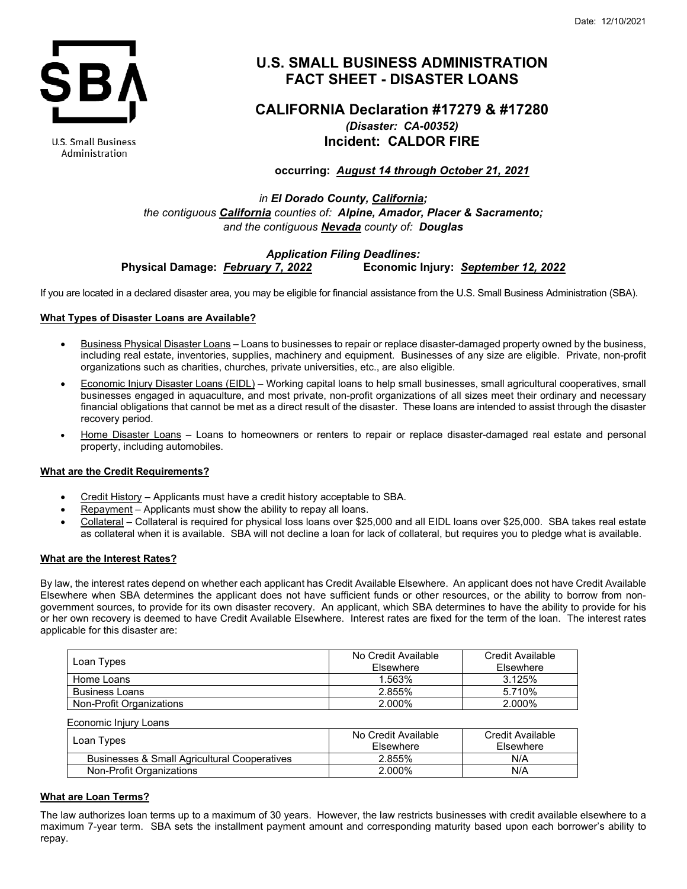Date: 12/10/2021

U.S. Small Business Administration

# U.S. SMALL BUSINESS ADMINISTRATION FACT SHEET - DISASTER LOANS

## CALIFORNIA Declaration #17279 & #17280

***(Disaster: CA-00352)***

**Incident: CALDOR FIRE**

**occurring: *August 14 through October 21, 2021***

*in **El Dorado County, California;***
*the contiguous **California** counties of: **Alpine, Amador, Placer & Sacramento;***
*and the contiguous **Nevada** county of: **Douglas***

***Application Filing Deadlines:***
**Physical Damage: *February 7, 2022*** **Economic Injury: *September 12, 2022***

If you are located in a declared disaster area, you may be eligible for financial assistance from the U.S. Small Business Administration (SBA).

### What Types of Disaster Loans are Available?

- Business Physical Disaster Loans – Loans to businesses to repair or replace disaster-damaged property owned by the business, including real estate, inventories, supplies, machinery and equipment. Businesses of any size are eligible. Private, non-profit organizations such as charities, churches, private universities, etc., are also eligible.
- Economic Injury Disaster Loans (EIDL) – Working capital loans to help small businesses, small agricultural cooperatives, small businesses engaged in aquaculture, and most private, non-profit organizations of all sizes meet their ordinary and necessary financial obligations that cannot be met as a direct result of the disaster. These loans are intended to assist through the disaster recovery period.
- Home Disaster Loans – Loans to homeowners or renters to repair or replace disaster-damaged real estate and personal property, including automobiles.

### What are the Credit Requirements?

- Credit History – Applicants must have a credit history acceptable to SBA.
- Repayment – Applicants must show the ability to repay all loans.
- Collateral – Collateral is required for physical loss loans over $25,000 and all EIDL loans over $25,000. SBA takes real estate as collateral when it is available. SBA will not decline a loan for lack of collateral, but requires you to pledge what is available.

### What are the Interest Rates?

By law, the interest rates depend on whether each applicant has Credit Available Elsewhere. An applicant does not have Credit Available Elsewhere when SBA determines the applicant does not have sufficient funds or other resources, or the ability to borrow from non-government sources, to provide for its own disaster recovery. An applicant, which SBA determines to have the ability to provide for his or her own recovery is deemed to have Credit Available Elsewhere. Interest rates are fixed for the term of the loan. The interest rates applicable for this disaster are:

| Loan Types | No Credit Available Elsewhere | Credit Available Elsewhere |
|---|---|---|
| Home Loans | 1.563% | 3.125% |
| Business Loans | 2.855% | 5.710% |
| Non-Profit Organizations | 2.000% | 2.000% |

Economic Injury Loans

| Loan Types | No Credit Available Elsewhere | Credit Available Elsewhere |
|---|---|---|
| Businesses & Small Agricultural Cooperatives | 2.855% | N/A |
| Non-Profit Organizations | 2.000% | N/A |

### What are Loan Terms?

The law authorizes loan terms up to a maximum of 30 years. However, the law restricts businesses with credit available elsewhere to a maximum 7-year term. SBA sets the installment payment amount and corresponding maturity based upon each borrower's ability to repay.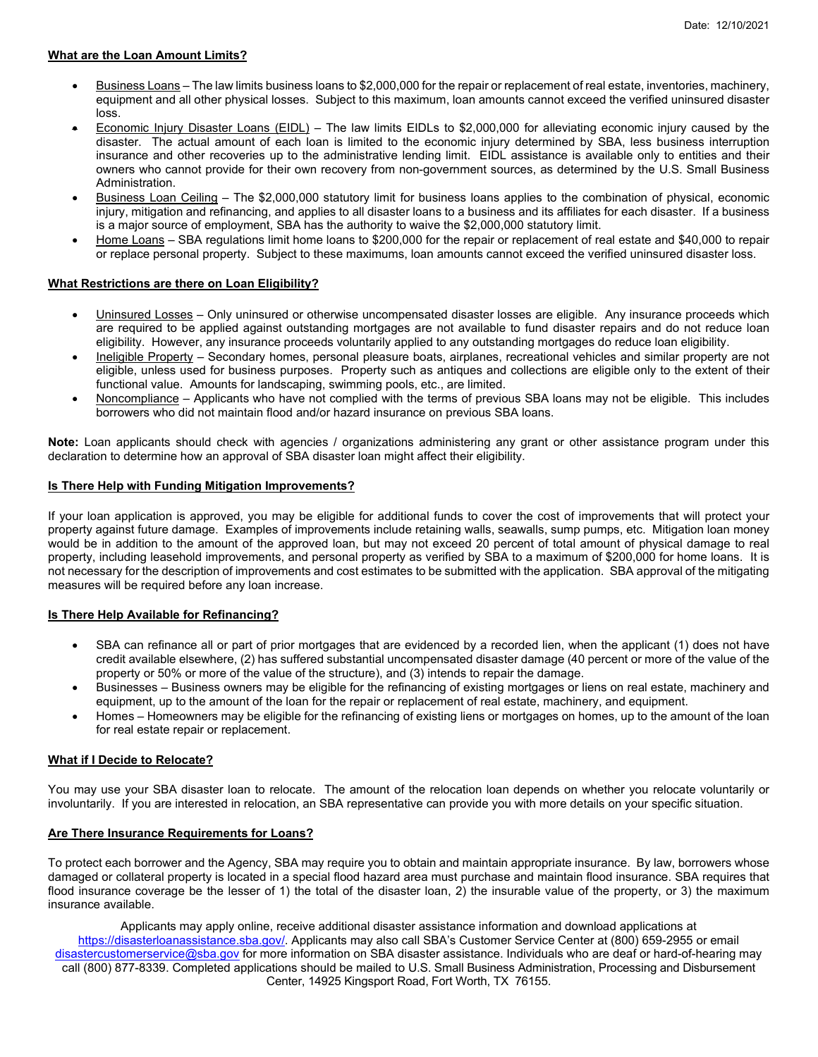Date: 12/10/2021

**What are the Loan Amount Limits?**

- Business Loans – The law limits business loans to $2,000,000 for the repair or replacement of real estate, inventories, machinery, equipment and all other physical losses. Subject to this maximum, loan amounts cannot exceed the verified uninsured disaster loss.
- Economic Injury Disaster Loans (EIDL) – The law limits EIDLs to $2,000,000 for alleviating economic injury caused by the disaster. The actual amount of each loan is limited to the economic injury determined by SBA, less business interruption insurance and other recoveries up to the administrative lending limit. EIDL assistance is available only to entities and their owners who cannot provide for their own recovery from non-government sources, as determined by the U.S. Small Business Administration.
- Business Loan Ceiling – The $2,000,000 statutory limit for business loans applies to the combination of physical, economic injury, mitigation and refinancing, and applies to all disaster loans to a business and its affiliates for each disaster. If a business is a major source of employment, SBA has the authority to waive the $2,000,000 statutory limit.
- Home Loans – SBA regulations limit home loans to $200,000 for the repair or replacement of real estate and $40,000 to repair or replace personal property. Subject to these maximums, loan amounts cannot exceed the verified uninsured disaster loss.

**What Restrictions are there on Loan Eligibility?**

- Uninsured Losses – Only uninsured or otherwise uncompensated disaster losses are eligible. Any insurance proceeds which are required to be applied against outstanding mortgages are not available to fund disaster repairs and do not reduce loan eligibility. However, any insurance proceeds voluntarily applied to any outstanding mortgages do reduce loan eligibility.
- Ineligible Property – Secondary homes, personal pleasure boats, airplanes, recreational vehicles and similar property are not eligible, unless used for business purposes. Property such as antiques and collections are eligible only to the extent of their functional value. Amounts for landscaping, swimming pools, etc., are limited.
- Noncompliance – Applicants who have not complied with the terms of previous SBA loans may not be eligible. This includes borrowers who did not maintain flood and/or hazard insurance on previous SBA loans.

**Note:** Loan applicants should check with agencies / organizations administering any grant or other assistance program under this declaration to determine how an approval of SBA disaster loan might affect their eligibility.

**Is There Help with Funding Mitigation Improvements?**

If your loan application is approved, you may be eligible for additional funds to cover the cost of improvements that will protect your property against future damage. Examples of improvements include retaining walls, seawalls, sump pumps, etc. Mitigation loan money would be in addition to the amount of the approved loan, but may not exceed 20 percent of total amount of physical damage to real property, including leasehold improvements, and personal property as verified by SBA to a maximum of $200,000 for home loans. It is not necessary for the description of improvements and cost estimates to be submitted with the application. SBA approval of the mitigating measures will be required before any loan increase.

**Is There Help Available for Refinancing?**

- SBA can refinance all or part of prior mortgages that are evidenced by a recorded lien, when the applicant (1) does not have credit available elsewhere, (2) has suffered substantial uncompensated disaster damage (40 percent or more of the value of the property or 50% or more of the value of the structure), and (3) intends to repair the damage.
- Businesses – Business owners may be eligible for the refinancing of existing mortgages or liens on real estate, machinery and equipment, up to the amount of the loan for the repair or replacement of real estate, machinery, and equipment.
- Homes – Homeowners may be eligible for the refinancing of existing liens or mortgages on homes, up to the amount of the loan for real estate repair or replacement.

**What if I Decide to Relocate?**

You may use your SBA disaster loan to relocate. The amount of the relocation loan depends on whether you relocate voluntarily or involuntarily. If you are interested in relocation, an SBA representative can provide you with more details on your specific situation.

**Are There Insurance Requirements for Loans?**

To protect each borrower and the Agency, SBA may require you to obtain and maintain appropriate insurance. By law, borrowers whose damaged or collateral property is located in a special flood hazard area must purchase and maintain flood insurance. SBA requires that flood insurance coverage be the lesser of 1) the total of the disaster loan, 2) the insurable value of the property, or 3) the maximum insurance available.

Applicants may apply online, receive additional disaster assistance information and download applications at https://disasterloanassistance.sba.gov/. Applicants may also call SBA's Customer Service Center at (800) 659-2955 or email disastercustomerservice@sba.gov for more information on SBA disaster assistance. Individuals who are deaf or hard-of-hearing may call (800) 877-8339. Completed applications should be mailed to U.S. Small Business Administration, Processing and Disbursement Center, 14925 Kingsport Road, Fort Worth, TX 76155.